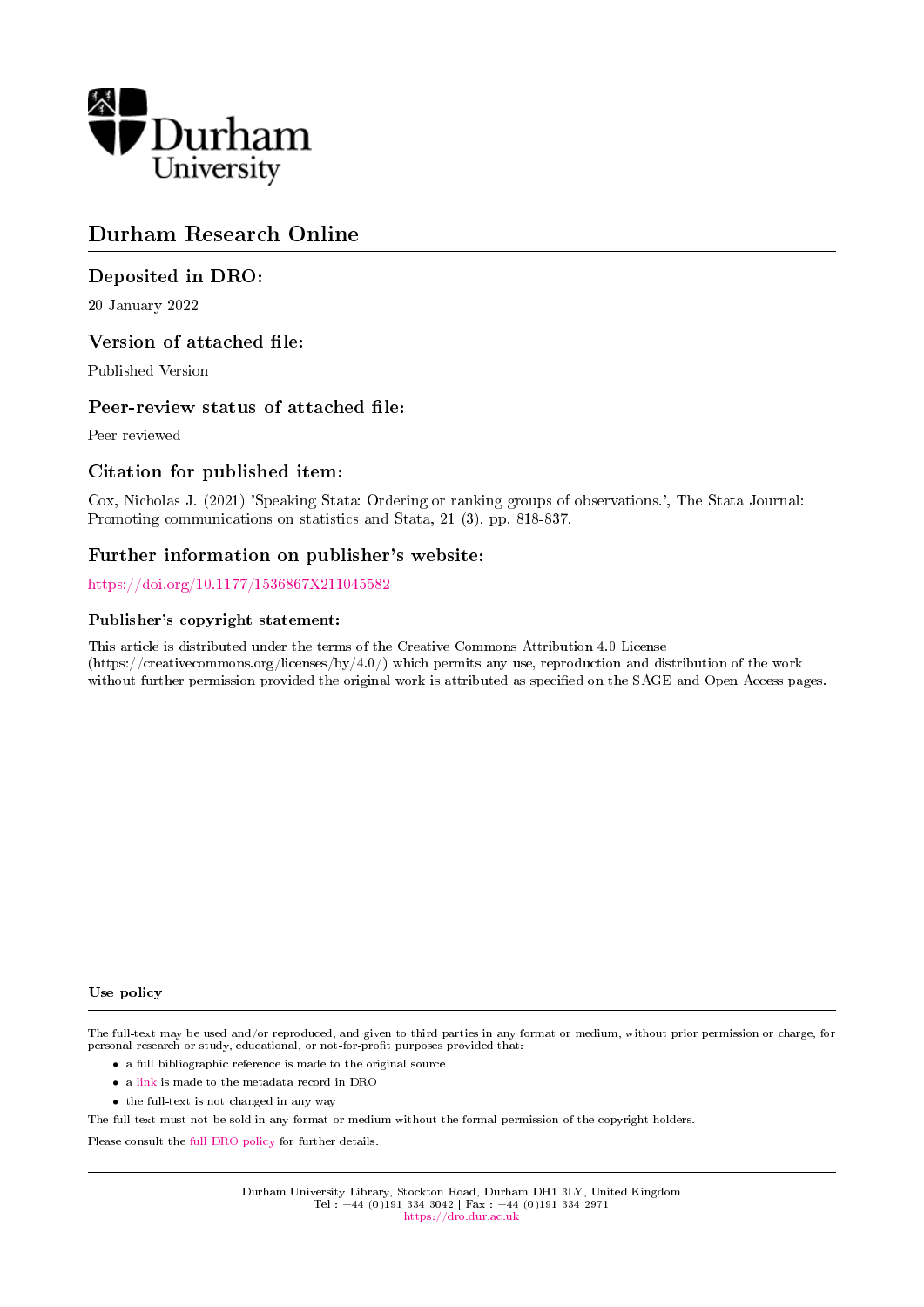# Durham Research Online

## Deposited in DRO:

20 January 2022

## Version of attached file:

Published Version

## Peer-review status of attached file:

Peer-reviewed

## Citation for published item:

Cox, Nicholas J. (2021) 'Speaking Stata: Ordering or ranking groups of observations.', The Stata Journal: Promoting communications on statistics and Stata, 21 (3). pp. 818-837.

## Further information on publisher's website:

https://doi.org/10.1177/1536867X211045582

### Publisher's copyright statement:

This article is distributed under the terms of the Creative Commons Attribution 4.0 License (https://creativecommons.org/licenses/by/4.0/) which permits any use, reproduction and distribution of the work without further permission provided the original work is attributed as specified on the SAGE and Open Access pages.

### Use policy

The full-text may be used and/or reproduced, and given to third parties in any format or medium, without prior permission or charge, for personal research or study, educational, or not-for-profit purposes provided that:

- a full bibliographic reference is made to the original source
- a link is made to the metadata record in DRO
- the full-text is not changed in any way

The full-text must not be sold in any format or medium without the formal permission of the copyright holders.

Please consult the full DRO policy for further details.

Durham University Library, Stockton Road, Durham DH1 3LY, United Kingdom
Tel : +44 (0)191 334 3042 | Fax : +44 (0)191 334 2971
https://dro.dur.ac.uk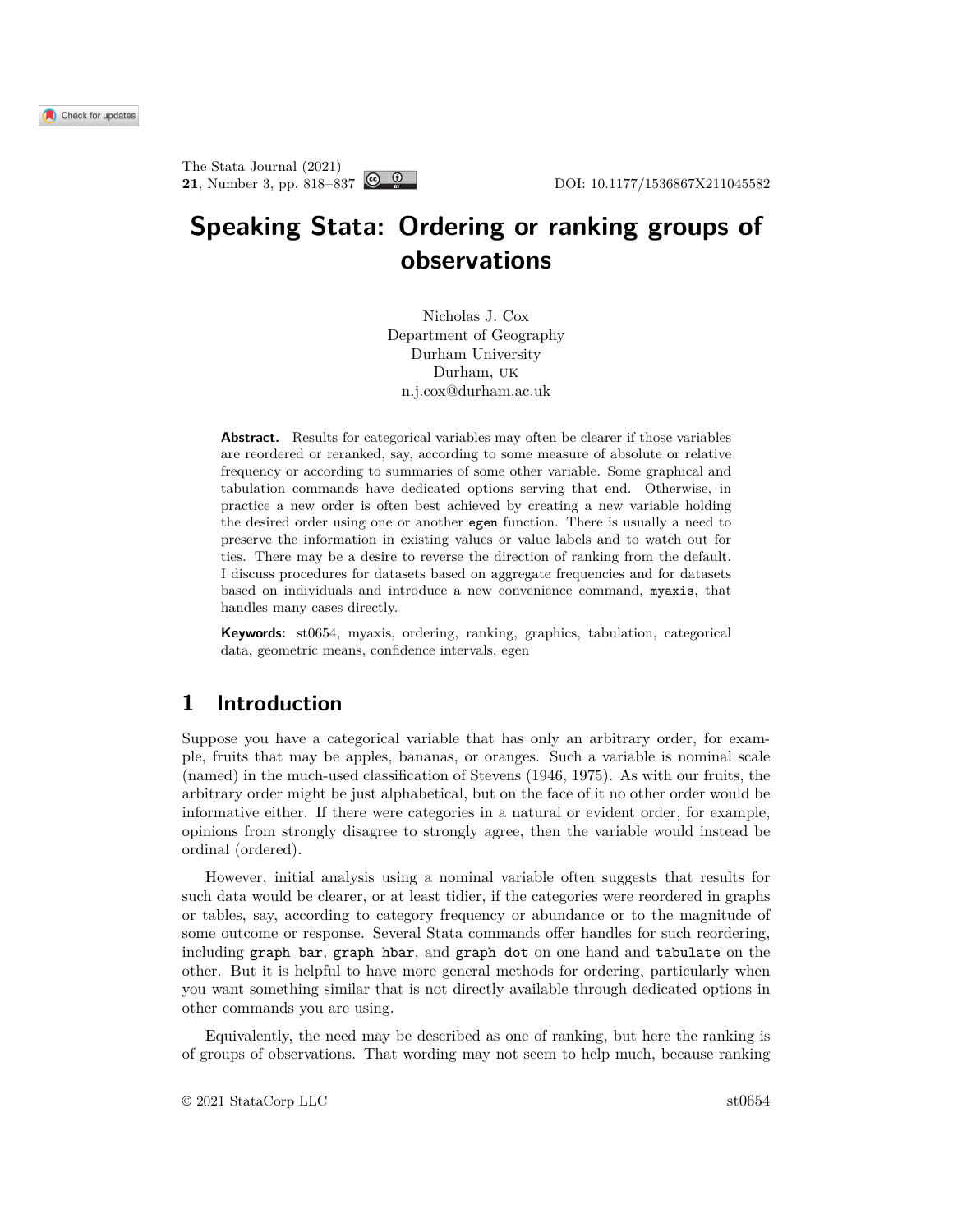# Speaking Stata: Ordering or ranking groups of observations

Nicholas J. Cox
Department of Geography
Durham University
Durham, UK
n.j.cox@durham.ac.uk

**Abstract.** Results for categorical variables may often be clearer if those variables are reordered or reranked, say, according to some measure of absolute or relative frequency or according to summaries of some other variable. Some graphical and tabulation commands have dedicated options serving that end. Otherwise, in practice a new order is often best achieved by creating a new variable holding the desired order using one or another `egen` function. There is usually a need to preserve the information in existing values or value labels and to watch out for ties. There may be a desire to reverse the direction of ranking from the default. I discuss procedures for datasets based on aggregate frequencies and for datasets based on individuals and introduce a new convenience command, `myaxis`, that handles many cases directly.

**Keywords:** st0654, myaxis, ordering, ranking, graphics, tabulation, categorical data, geometric means, confidence intervals, egen

## 1 Introduction

Suppose you have a categorical variable that has only an arbitrary order, for example, fruits that may be apples, bananas, or oranges. Such a variable is nominal scale (named) in the much-used classification of Stevens (1946, 1975). As with our fruits, the arbitrary order might be just alphabetical, but on the face of it no other order would be informative either. If there were categories in a natural or evident order, for example, opinions from strongly disagree to strongly agree, then the variable would instead be ordinal (ordered).

However, initial analysis using a nominal variable often suggests that results for such data would be clearer, or at least tidier, if the categories were reordered in graphs or tables, say, according to category frequency or abundance or to the magnitude of some outcome or response. Several Stata commands offer handles for such reordering, including `graph bar`, `graph hbar`, and `graph dot` on one hand and `tabulate` on the other. But it is helpful to have more general methods for ordering, particularly when you want something similar that is not directly available through dedicated options in other commands you are using.

Equivalently, the need may be described as one of ranking, but here the ranking is of groups of observations. That wording may not seem to help much, because ranking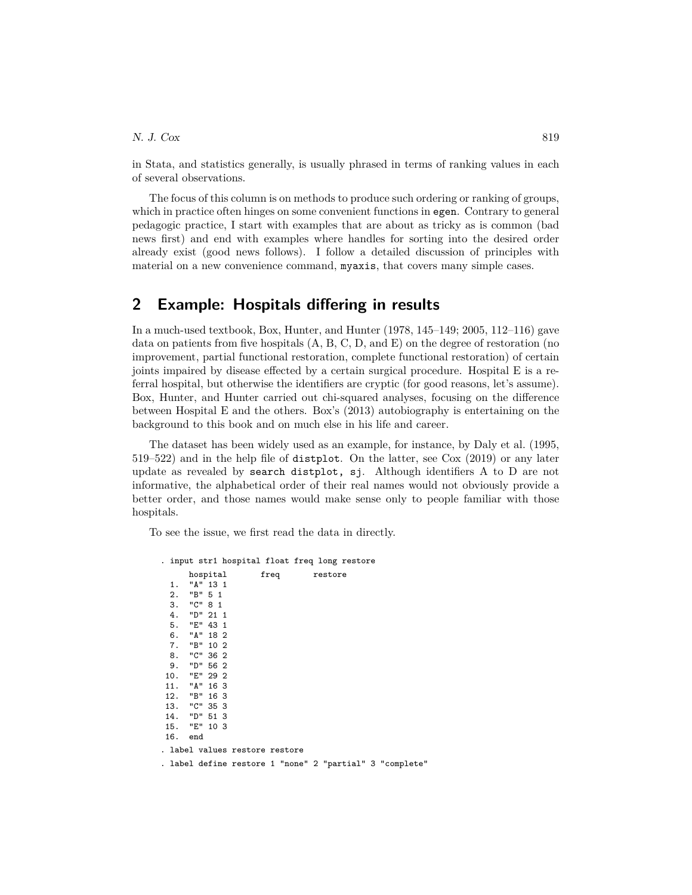in Stata, and statistics generally, is usually phrased in terms of ranking values in each of several observations.

The focus of this column is on methods to produce such ordering or ranking of groups, which in practice often hinges on some convenient functions in `egen`. Contrary to general pedagogic practice, I start with examples that are about as tricky as is common (bad news first) and end with examples where handles for sorting into the desired order already exist (good news follows). I follow a detailed discussion of principles with material on a new convenience command, `myaxis`, that covers many simple cases.

## 2 Example: Hospitals differing in results

In a much-used textbook, Box, Hunter, and Hunter (1978, 145–149; 2005, 112–116) gave data on patients from five hospitals (A, B, C, D, and E) on the degree of restoration (no improvement, partial functional restoration, complete functional restoration) of certain joints impaired by disease effected by a certain surgical procedure. Hospital E is a referral hospital, but otherwise the identifiers are cryptic (for good reasons, let's assume). Box, Hunter, and Hunter carried out chi-squared analyses, focusing on the difference between Hospital E and the others. Box's (2013) autobiography is entertaining on the background to this book and on much else in his life and career.

The dataset has been widely used as an example, for instance, by Daly et al. (1995, 519–522) and in the help file of `distplot`. On the latter, see Cox (2019) or any later update as revealed by `search distplot, sj`. Although identifiers A to D are not informative, the alphabetical order of their real names would not obviously provide a better order, and those names would make sense only to people familiar with those hospitals.

To see the issue, we first read the data in directly.

```
. input str1 hospital float freq long restore
       hospital       freq      restore
  1.  "A" 13 1
  2.  "B" 5 1
  3.  "C" 8 1
  4.  "D" 21 1
  5.  "E" 43 1
  6.  "A" 18 2
  7.  "B" 10 2
  8.  "C" 36 2
  9.  "D" 56 2
 10.  "E" 29 2
 11.  "A" 16 3
 12.  "B" 16 3
 13.  "C" 35 3
 14.  "D" 51 3
 15.  "E" 10 3
 16.  end
. label values restore restore
. label define restore 1 "none" 2 "partial" 3 "complete"
```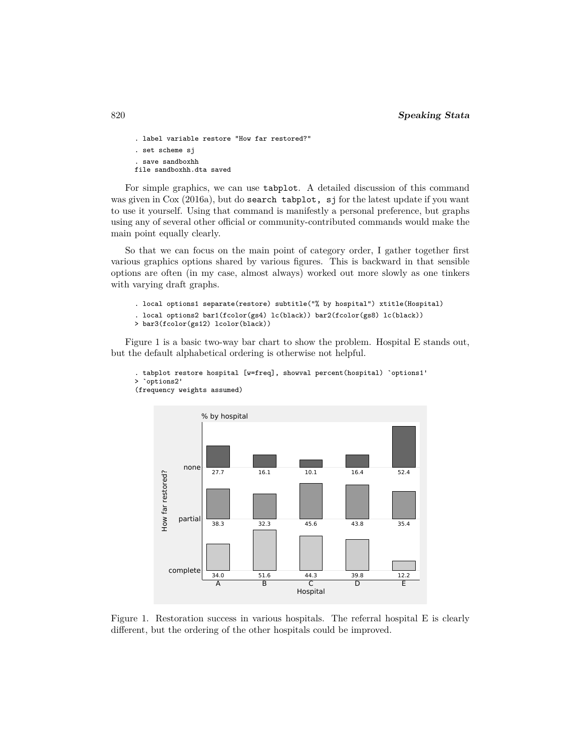```
. label variable restore "How far restored?"
. set scheme sj
. save sandboxhh
file sandboxhh.dta saved
```

For simple graphics, we can use `tabplot`. A detailed discussion of this command was given in Cox (2016a), but do `search tabplot, sj` for the latest update if you want to use it yourself. Using that command is manifestly a personal preference, but graphs using any of several other official or community-contributed commands would make the main point equally clearly.

So that we can focus on the main point of category order, I gather together first various graphics options shared by various figures. This is backward in that sensible options are often (in my case, almost always) worked out more slowly as one tinkers with varying draft graphs.

```
. local options1 separate(restore) subtitle("% by hospital") xtitle(Hospital)
. local options2 bar1(fcolor(gs4) lc(black)) bar2(fcolor(gs8) lc(black))
> bar3(fcolor(gs12) lcolor(black))
```

Figure 1 is a basic two-way bar chart to show the problem. Hospital E stands out, but the default alphabetical ordering is otherwise not helpful.

```
. tabplot restore hospital [w=freq], showval percent(hospital) `options1'
> `options2'
(frequency weights assumed)
```

Figure 1. Restoration success in various hospitals. The referral hospital E is clearly different, but the ordering of the other hospitals could be improved.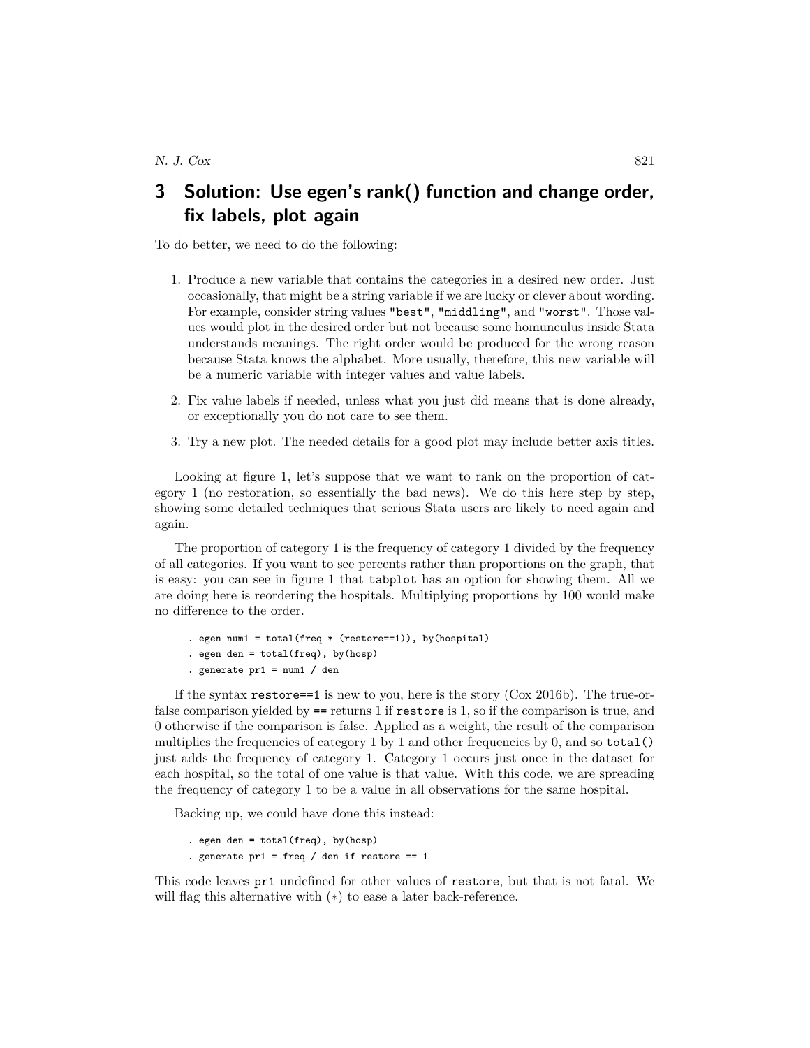## 3 Solution: Use egen's rank() function and change order, fix labels, plot again

To do better, we need to do the following:

1. Produce a new variable that contains the categories in a desired new order. Just occasionally, that might be a string variable if we are lucky or clever about wording. For example, consider string values `"best"`, `"middling"`, and `"worst"`. Those values would plot in the desired order but not because some homunculus inside Stata understands meanings. The right order would be produced for the wrong reason because Stata knows the alphabet. More usually, therefore, this new variable will be a numeric variable with integer values and value labels.

2. Fix value labels if needed, unless what you just did means that is done already, or exceptionally you do not care to see them.

3. Try a new plot. The needed details for a good plot may include better axis titles.

Looking at figure 1, let's suppose that we want to rank on the proportion of category 1 (no restoration, so essentially the bad news). We do this here step by step, showing some detailed techniques that serious Stata users are likely to need again and again.

The proportion of category 1 is the frequency of category 1 divided by the frequency of all categories. If you want to see percents rather than proportions on the graph, that is easy: you can see in figure 1 that `tabplot` has an option for showing them. All we are doing here is reordering the hospitals. Multiplying proportions by 100 would make no difference to the order.

```
. egen num1 = total(freq * (restore==1)), by(hospital)
. egen den = total(freq), by(hosp)
. generate pr1 = num1 / den
```

If the syntax `restore==1` is new to you, here is the story (Cox 2016b). The true-or-false comparison yielded by `==` returns 1 if `restore` is 1, so if the comparison is true, and 0 otherwise if the comparison is false. Applied as a weight, the result of the comparison multiplies the frequencies of category 1 by 1 and other frequencies by 0, and so `total()` just adds the frequency of category 1. Category 1 occurs just once in the dataset for each hospital, so the total of one value is that value. With this code, we are spreading the frequency of category 1 to be a value in all observations for the same hospital.

Backing up, we could have done this instead:

```
. egen den = total(freq), by(hosp)
. generate pr1 = freq / den if restore == 1
```

This code leaves `pr1` undefined for other values of `restore`, but that is not fatal. We will flag this alternative with (∗) to ease a later back-reference.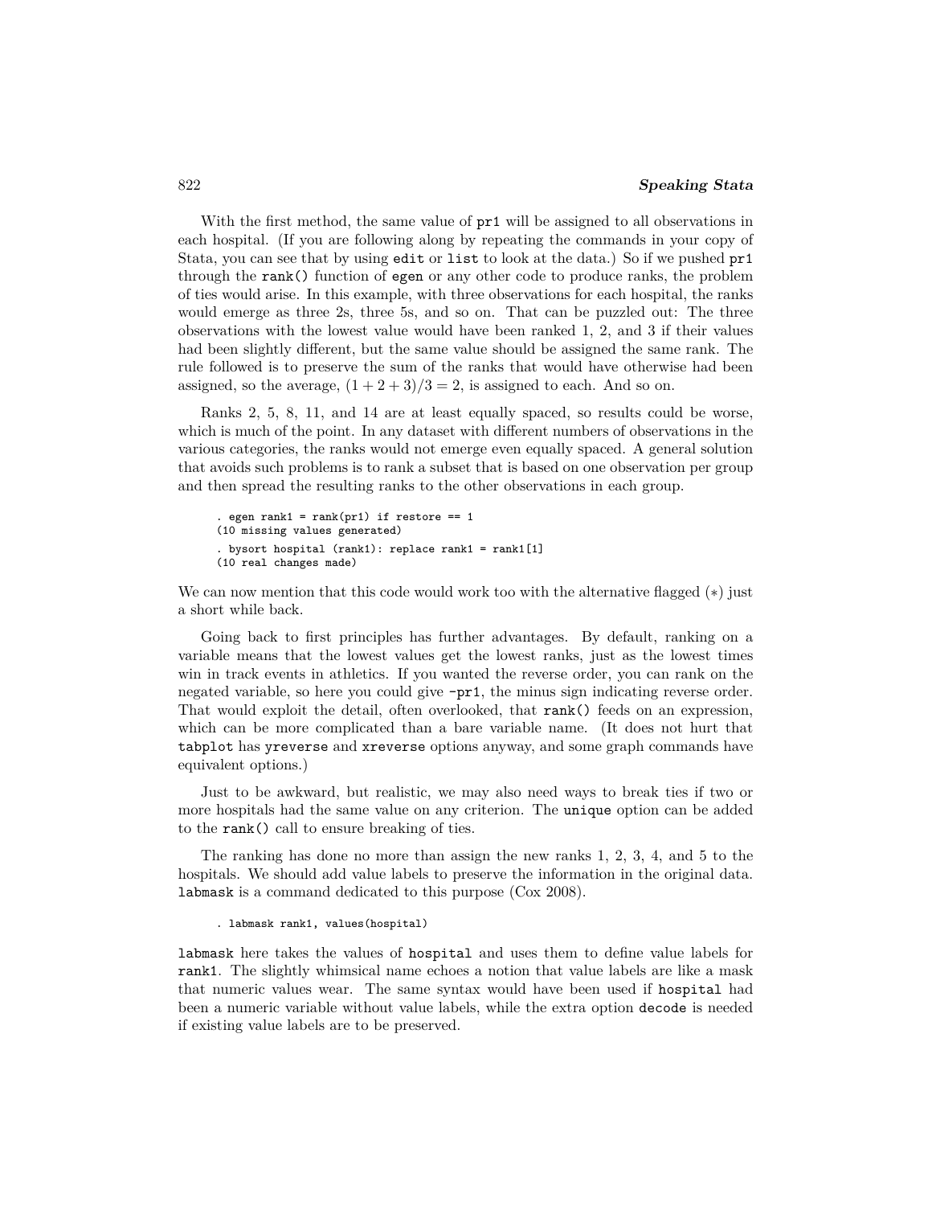With the first method, the same value of `pr1` will be assigned to all observations in each hospital. (If you are following along by repeating the commands in your copy of Stata, you can see that by using `edit` or `list` to look at the data.) So if we pushed `pr1` through the `rank()` function of `egen` or any other code to produce ranks, the problem of ties would arise. In this example, with three observations for each hospital, the ranks would emerge as three 2s, three 5s, and so on. That can be puzzled out: The three observations with the lowest value would have been ranked 1, 2, and 3 if their values had been slightly different, but the same value should be assigned the same rank. The rule followed is to preserve the sum of the ranks that would have otherwise had been assigned, so the average, $(1 + 2 + 3)/3 = 2$, is assigned to each. And so on.

Ranks 2, 5, 8, 11, and 14 are at least equally spaced, so results could be worse, which is much of the point. In any dataset with different numbers of observations in the various categories, the ranks would not emerge even equally spaced. A general solution that avoids such problems is to rank a subset that is based on one observation per group and then spread the resulting ranks to the other observations in each group.

```
. egen rank1 = rank(pr1) if restore == 1
(10 missing values generated)
. bysort hospital (rank1): replace rank1 = rank1[1]
(10 real changes made)
```

We can now mention that this code would work too with the alternative flagged (∗) just a short while back.

Going back to first principles has further advantages. By default, ranking on a variable means that the lowest values get the lowest ranks, just as the lowest times win in track events in athletics. If you wanted the reverse order, you can rank on the negated variable, so here you could give `-pr1`, the minus sign indicating reverse order. That would exploit the detail, often overlooked, that `rank()` feeds on an expression, which can be more complicated than a bare variable name. (It does not hurt that `tabplot` has `yreverse` and `xreverse` options anyway, and some graph commands have equivalent options.)

Just to be awkward, but realistic, we may also need ways to break ties if two or more hospitals had the same value on any criterion. The `unique` option can be added to the `rank()` call to ensure breaking of ties.

The ranking has done no more than assign the new ranks 1, 2, 3, 4, and 5 to the hospitals. We should add value labels to preserve the information in the original data. `labmask` is a command dedicated to this purpose (Cox 2008).

```
. labmask rank1, values(hospital)
```

`labmask` here takes the values of `hospital` and uses them to define value labels for `rank1`. The slightly whimsical name echoes a notion that value labels are like a mask that numeric values wear. The same syntax would have been used if `hospital` had been a numeric variable without value labels, while the extra option `decode` is needed if existing value labels are to be preserved.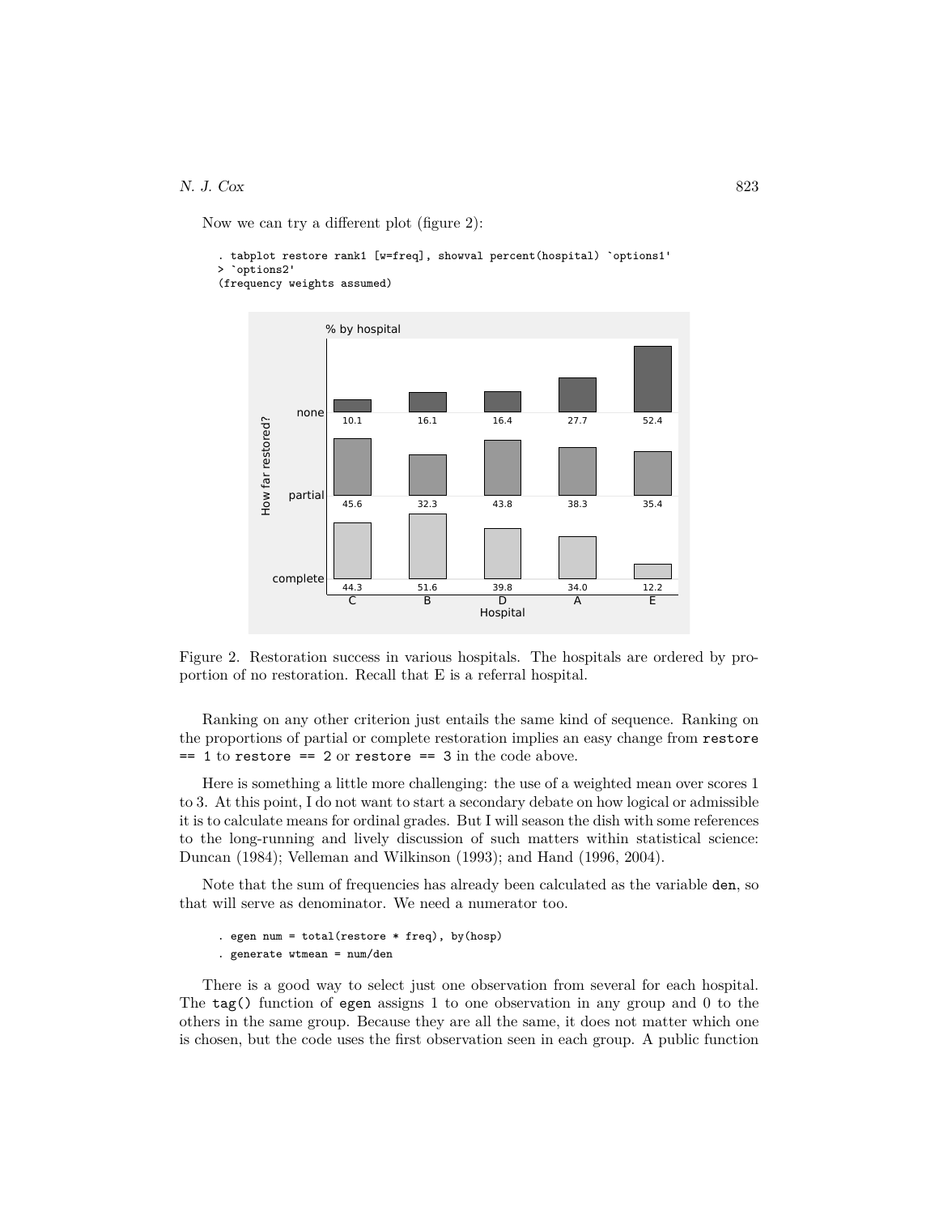Now we can try a different plot (figure 2):

```
. tabplot restore rank1 [w=freq], showval percent(hospital) `options1'
> `options2'
(frequency weights assumed)
```

Figure 2. Restoration success in various hospitals. The hospitals are ordered by proportion of no restoration. Recall that E is a referral hospital.

Ranking on any other criterion just entails the same kind of sequence. Ranking on the proportions of partial or complete restoration implies an easy change from `restore == 1` to `restore == 2` or `restore == 3` in the code above.

Here is something a little more challenging: the use of a weighted mean over scores 1 to 3. At this point, I do not want to start a secondary debate on how logical or admissible it is to calculate means for ordinal grades. But I will season the dish with some references to the long-running and lively discussion of such matters within statistical science: Duncan (1984); Velleman and Wilkinson (1993); and Hand (1996, 2004).

Note that the sum of frequencies has already been calculated as the variable `den`, so that will serve as denominator. We need a numerator too.

```
. egen num = total(restore * freq), by(hosp)
. generate wtmean = num/den
```

There is a good way to select just one observation from several for each hospital. The `tag()` function of `egen` assigns 1 to one observation in any group and 0 to the others in the same group. Because they are all the same, it does not matter which one is chosen, but the code uses the first observation seen in each group. A public function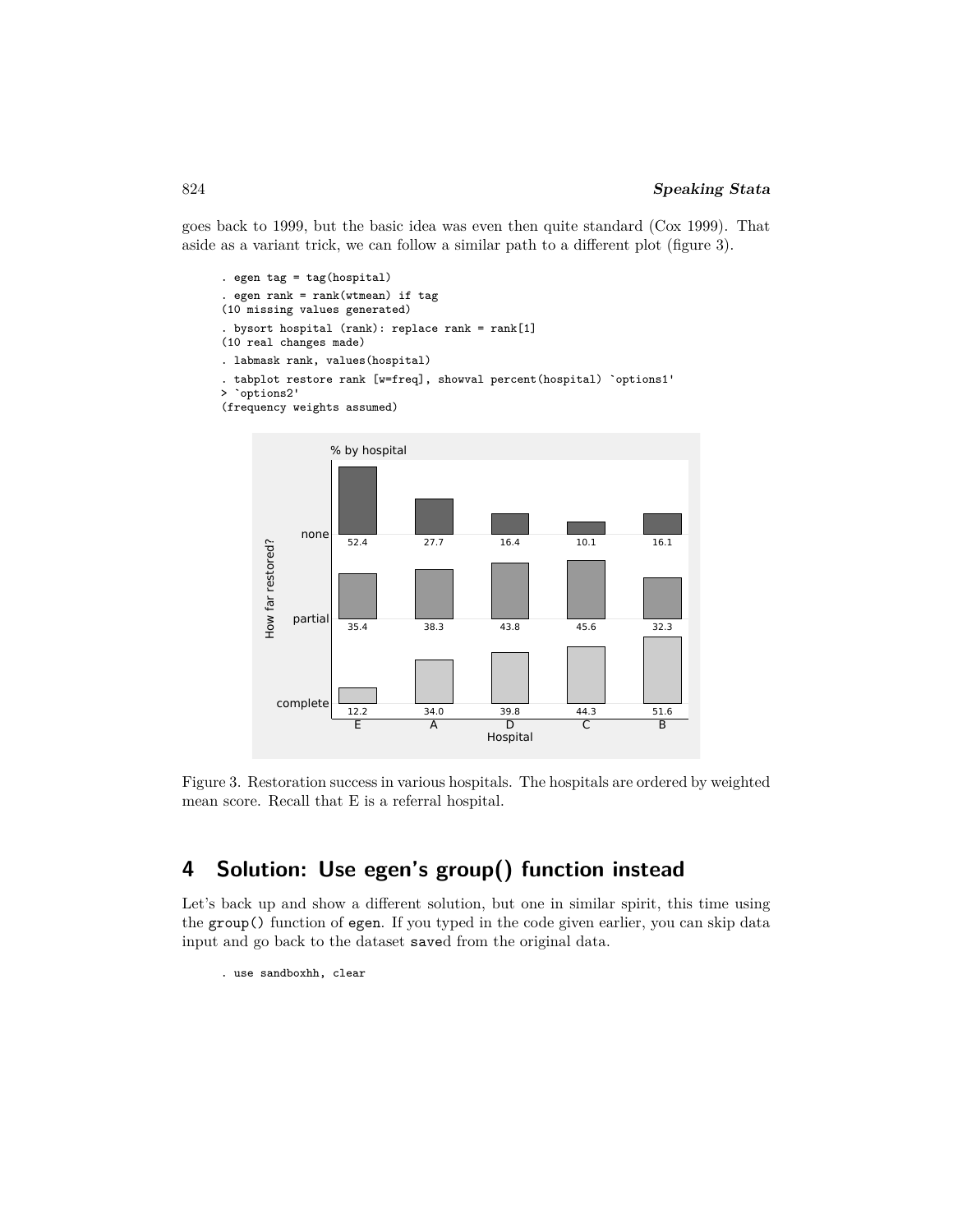goes back to 1999, but the basic idea was even then quite standard (Cox 1999). That aside as a variant trick, we can follow a similar path to a different plot (figure 3).

```
. egen tag = tag(hospital)
. egen rank = rank(wtmean) if tag
(10 missing values generated)
. bysort hospital (rank): replace rank = rank[1]
(10 real changes made)
. labmask rank, values(hospital)
. tabplot restore rank [w=freq], showval percent(hospital) `options1'
> `options2'
(frequency weights assumed)
```

Figure 3. Restoration success in various hospitals. The hospitals are ordered by weighted mean score. Recall that E is a referral hospital.

## 4 Solution: Use egen's group() function instead

Let's back up and show a different solution, but one in similar spirit, this time using the `group()` function of `egen`. If you typed in the code given earlier, you can skip data input and go back to the dataset `save`d from the original data.

```
. use sandboxhh, clear
```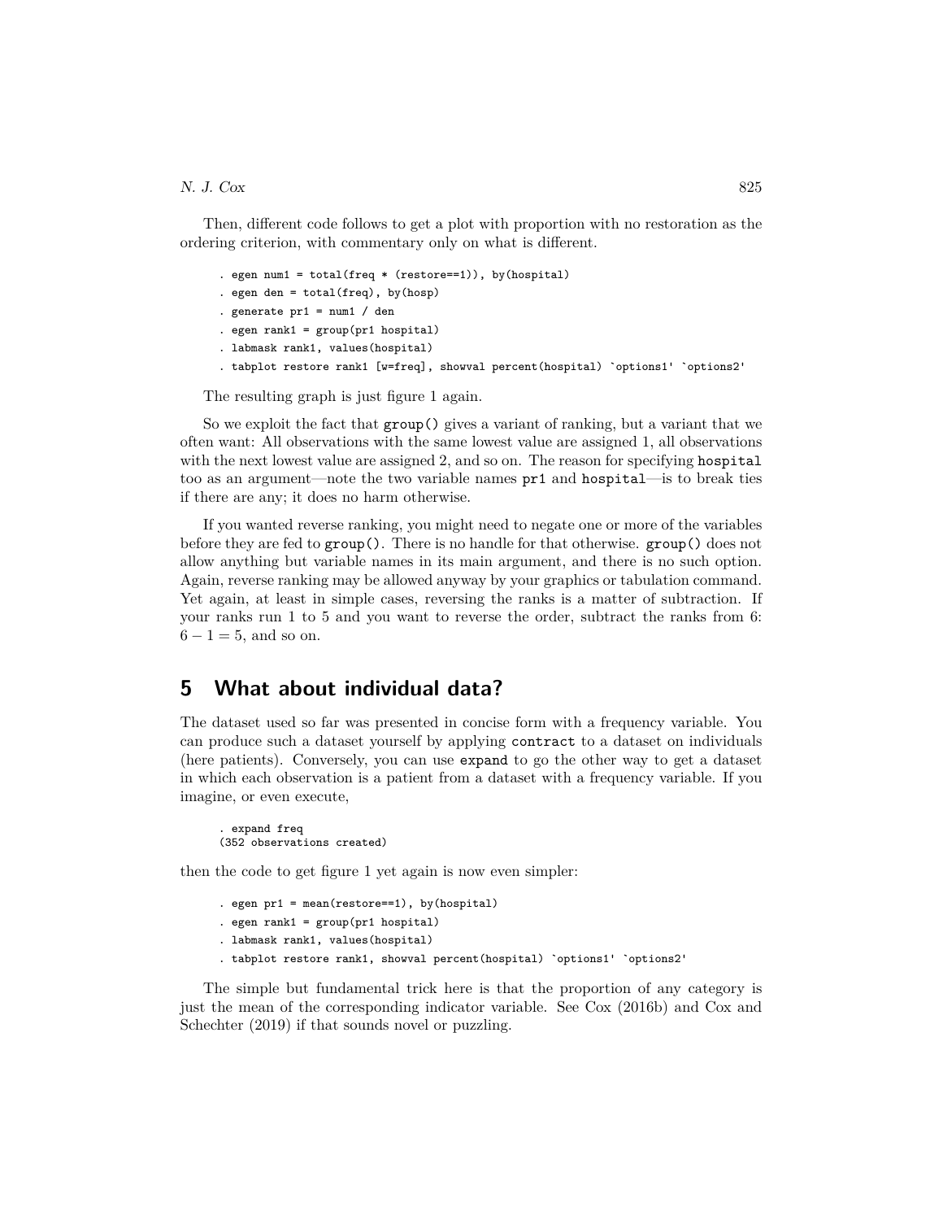Then, different code follows to get a plot with proportion with no restoration as the ordering criterion, with commentary only on what is different.

```
. egen num1 = total(freq * (restore==1)), by(hospital)
. egen den = total(freq), by(hosp)
. generate pr1 = num1 / den
. egen rank1 = group(pr1 hospital)
. labmask rank1, values(hospital)
. tabplot restore rank1 [w=freq], showval percent(hospital) `options1' `options2'
```

The resulting graph is just figure 1 again.

So we exploit the fact that `group()` gives a variant of ranking, but a variant that we often want: All observations with the same lowest value are assigned 1, all observations with the next lowest value are assigned 2, and so on. The reason for specifying `hospital` too as an argument—note the two variable names `pr1` and `hospital`—is to break ties if there are any; it does no harm otherwise.

If you wanted reverse ranking, you might need to negate one or more of the variables before they are fed to `group()`. There is no handle for that otherwise. `group()` does not allow anything but variable names in its main argument, and there is no such option. Again, reverse ranking may be allowed anyway by your graphics or tabulation command. Yet again, at least in simple cases, reversing the ranks is a matter of subtraction. If your ranks run 1 to 5 and you want to reverse the order, subtract the ranks from 6: $6 - 1 = 5$, and so on.

## 5 What about individual data?

The dataset used so far was presented in concise form with a frequency variable. You can produce such a dataset yourself by applying `contract` to a dataset on individuals (here patients). Conversely, you can use `expand` to go the other way to get a dataset in which each observation is a patient from a dataset with a frequency variable. If you imagine, or even execute,

```
. expand freq
(352 observations created)
```

then the code to get figure 1 yet again is now even simpler:

```
. egen pr1 = mean(restore==1), by(hospital)
. egen rank1 = group(pr1 hospital)
. labmask rank1, values(hospital)
. tabplot restore rank1, showval percent(hospital) `options1' `options2'
```

The simple but fundamental trick here is that the proportion of any category is just the mean of the corresponding indicator variable. See Cox (2016b) and Cox and Schechter (2019) if that sounds novel or puzzling.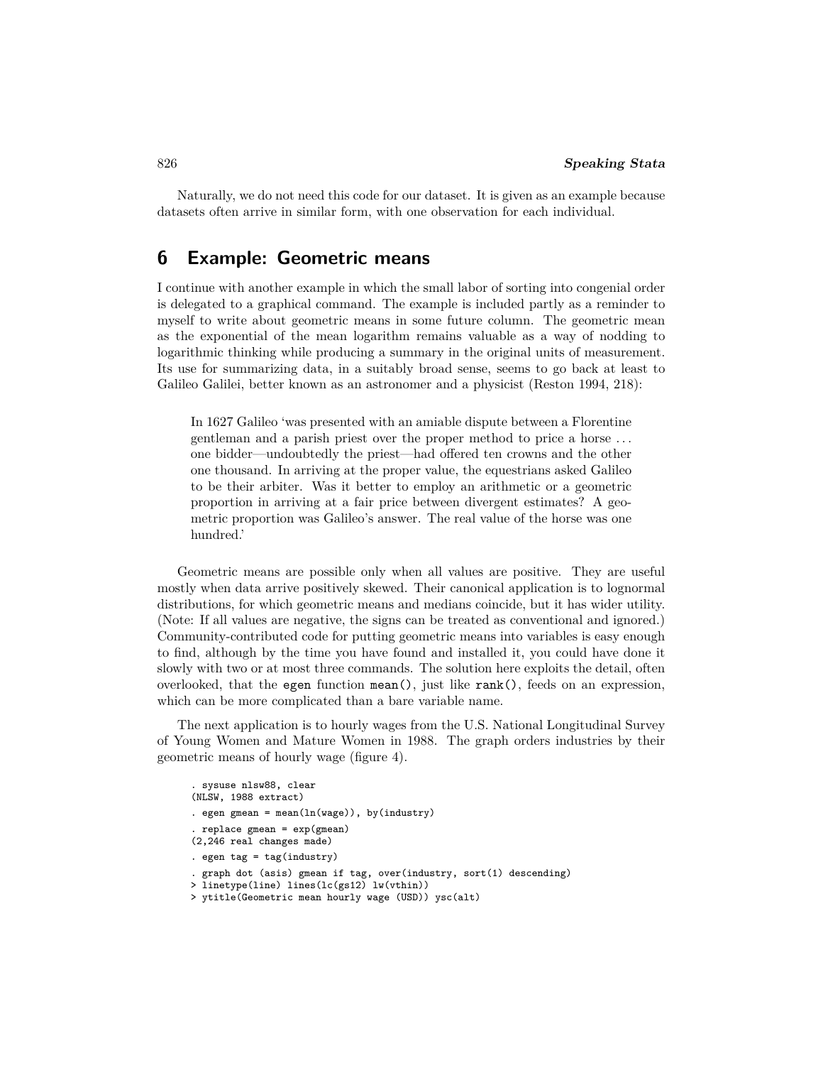Naturally, we do not need this code for our dataset. It is given as an example because datasets often arrive in similar form, with one observation for each individual.

## 6 Example: Geometric means

I continue with another example in which the small labor of sorting into congenial order is delegated to a graphical command. The example is included partly as a reminder to myself to write about geometric means in some future column. The geometric mean as the exponential of the mean logarithm remains valuable as a way of nodding to logarithmic thinking while producing a summary in the original units of measurement. Its use for summarizing data, in a suitably broad sense, seems to go back at least to Galileo Galilei, better known as an astronomer and a physicist (Reston 1994, 218):

> In 1627 Galileo 'was presented with an amiable dispute between a Florentine gentleman and a parish priest over the proper method to price a horse . . . one bidder—undoubtedly the priest—had offered ten crowns and the other one thousand. In arriving at the proper value, the equestrians asked Galileo to be their arbiter. Was it better to employ an arithmetic or a geometric proportion in arriving at a fair price between divergent estimates? A geometric proportion was Galileo's answer. The real value of the horse was one hundred.'

Geometric means are possible only when all values are positive. They are useful mostly when data arrive positively skewed. Their canonical application is to lognormal distributions, for which geometric means and medians coincide, but it has wider utility. (Note: If all values are negative, the signs can be treated as conventional and ignored.) Community-contributed code for putting geometric means into variables is easy enough to find, although by the time you have found and installed it, you could have done it slowly with two or at most three commands. The solution here exploits the detail, often overlooked, that the `egen` function `mean()`, just like `rank()`, feeds on an expression, which can be more complicated than a bare variable name.

The next application is to hourly wages from the U.S. National Longitudinal Survey of Young Women and Mature Women in 1988. The graph orders industries by their geometric means of hourly wage (figure 4).

```
. sysuse nlsw88, clear
(NLSW, 1988 extract)
. egen gmean = mean(ln(wage)), by(industry)
. replace gmean = exp(gmean)
(2,246 real changes made)
. egen tag = tag(industry)
. graph dot (asis) gmean if tag, over(industry, sort(1) descending)
> linetype(line) lines(lc(gs12) lw(vthin))
> ytitle(Geometric mean hourly wage (USD)) ysc(alt)
```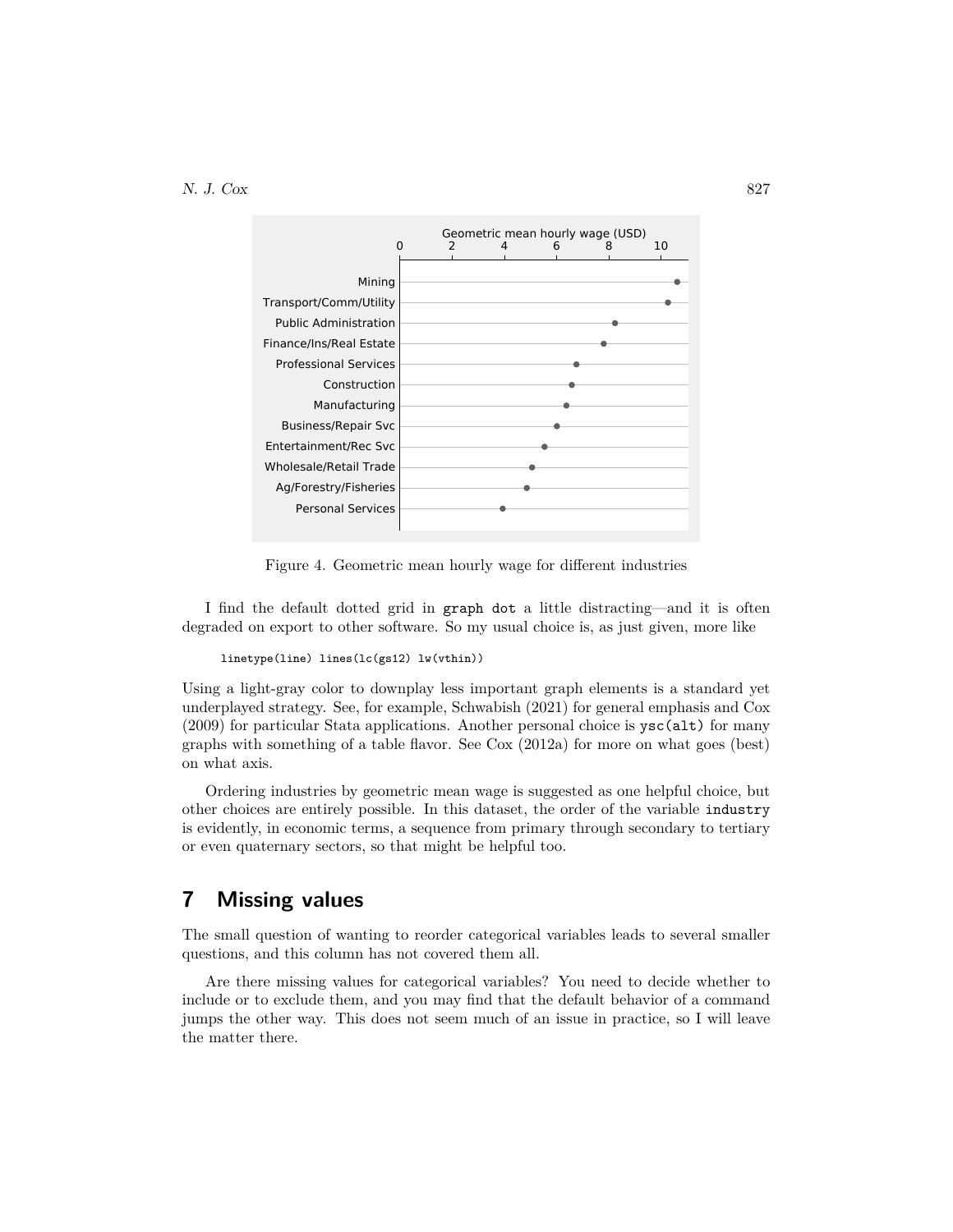Figure 4. Geometric mean hourly wage for different industries

I find the default dotted grid in `graph dot` a little distracting—and it is often degraded on export to other software. So my usual choice is, as just given, more like

```
linetype(line) lines(lc(gs12) lw(vthin))
```

Using a light-gray color to downplay less important graph elements is a standard yet underplayed strategy. See, for example, Schwabish (2021) for general emphasis and Cox (2009) for particular Stata applications. Another personal choice is `ysc(alt)` for many graphs with something of a table flavor. See Cox (2012a) for more on what goes (best) on what axis.

Ordering industries by geometric mean wage is suggested as one helpful choice, but other choices are entirely possible. In this dataset, the order of the variable `industry` is evidently, in economic terms, a sequence from primary through secondary to tertiary or even quaternary sectors, so that might be helpful too.

## 7 Missing values

The small question of wanting to reorder categorical variables leads to several smaller questions, and this column has not covered them all.

Are there missing values for categorical variables? You need to decide whether to include or to exclude them, and you may find that the default behavior of a command jumps the other way. This does not seem much of an issue in practice, so I will leave the matter there.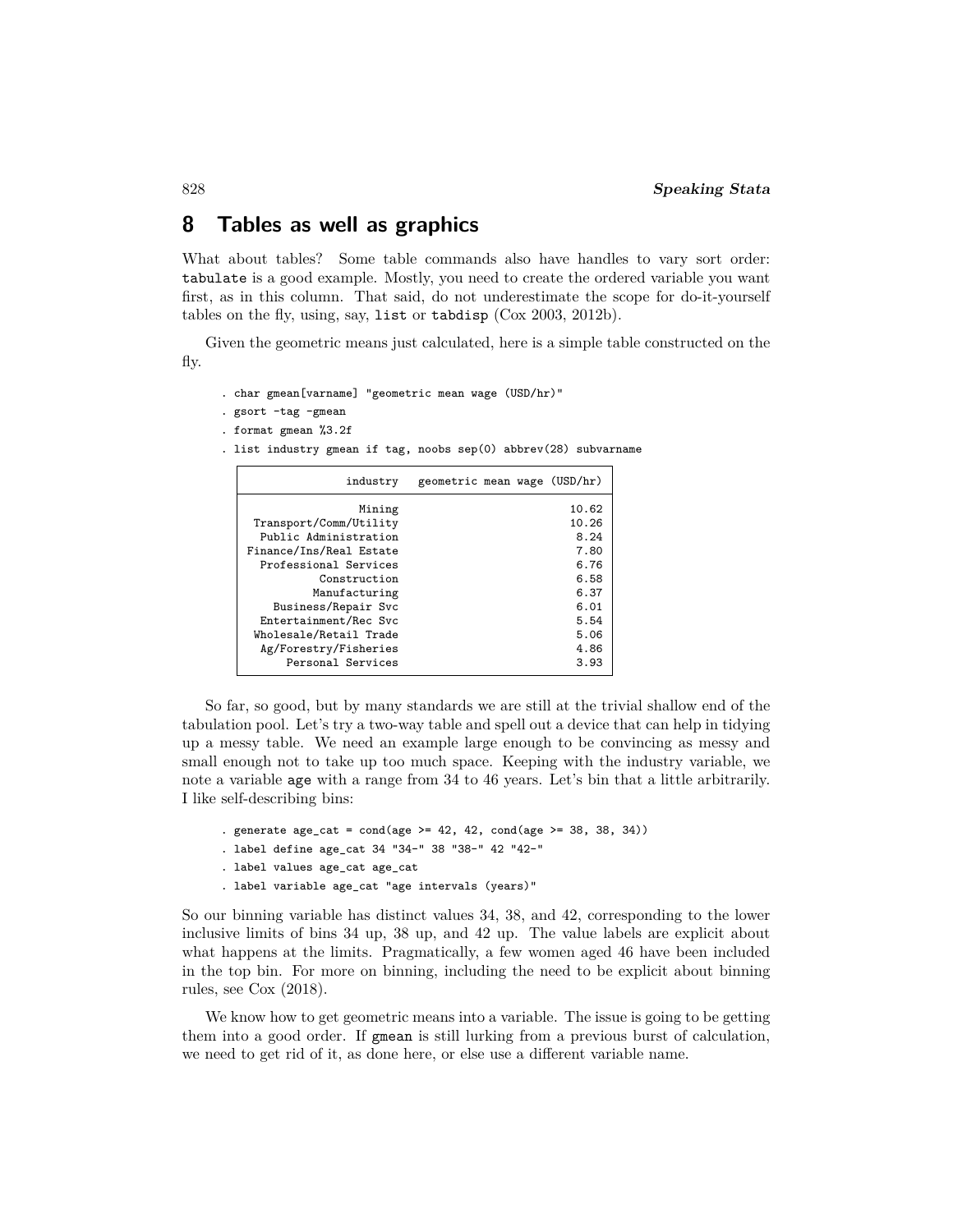## 8 Tables as well as graphics

What about tables? Some table commands also have handles to vary sort order: `tabulate` is a good example. Mostly, you need to create the ordered variable you want first, as in this column. That said, do not underestimate the scope for do-it-yourself tables on the fly, using, say, `list` or `tabdisp` (Cox 2003, 2012b).

Given the geometric means just calculated, here is a simple table constructed on the fly.

```
. char gmean[varname] "geometric mean wage (USD/hr)"
. gsort -tag -gmean
. format gmean %3.2f
. list industry gmean if tag, noobs sep(0) abbrev(28) subvarname
```

```
  +----------------------------------------------------+
  |               industry   geometric mean wage (USD/hr) |
  |----------------------------------------------------|
  |                 Mining                          10.62 |
  |  Transport/Comm/Utility                         10.26 |
  |   Public Administration                          8.24 |
  | Finance/Ins/Real Estate                          7.80 |
  |   Professional Services                          6.76 |
  |            Construction                          6.58 |
  |           Manufacturing                          6.37 |
  |     Business/Repair Svc                          6.01 |
  |   Entertainment/Rec Svc                          5.54 |
  |  Wholesale/Retail Trade                          5.06 |
  |   Ag/Forestry/Fisheries                          4.86 |
  |       Personal Services                          3.93 |
  +----------------------------------------------------+
```

So far, so good, but by many standards we are still at the trivial shallow end of the tabulation pool. Let's try a two-way table and spell out a device that can help in tidying up a messy table. We need an example large enough to be convincing as messy and small enough not to take up too much space. Keeping with the industry variable, we note a variable `age` with a range from 34 to 46 years. Let's bin that a little arbitrarily. I like self-describing bins:

```
. generate age_cat = cond(age >= 42, 42, cond(age >= 38, 38, 34))
. label define age_cat 34 "34-" 38 "38-" 42 "42-"
. label values age_cat age_cat
. label variable age_cat "age intervals (years)"
```

So our binning variable has distinct values 34, 38, and 42, corresponding to the lower inclusive limits of bins 34 up, 38 up, and 42 up. The value labels are explicit about what happens at the limits. Pragmatically, a few women aged 46 have been included in the top bin. For more on binning, including the need to be explicit about binning rules, see Cox (2018).

We know how to get geometric means into a variable. The issue is going to be getting them into a good order. If `gmean` is still lurking from a previous burst of calculation, we need to get rid of it, as done here, or else use a different variable name.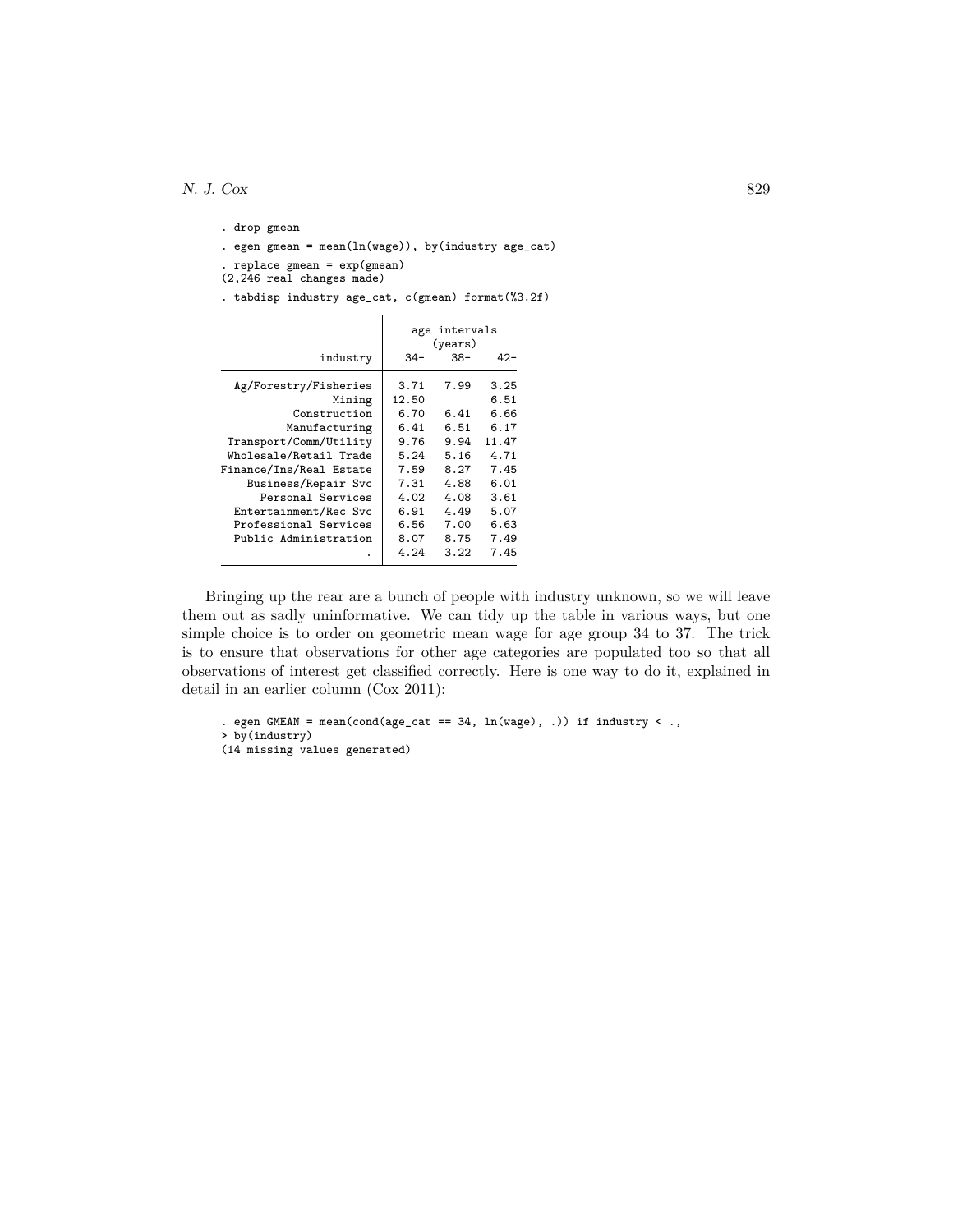```
. drop gmean
. egen gmean = mean(ln(wage)), by(industry age_cat)
. replace gmean = exp(gmean)
(2,246 real changes made)
. tabdisp industry age_cat, c(gmean) format(%3.2f)
```

```
--------------------------------------------------
                         |     age intervals
                         |        (years)
                industry |    34-    38-    42-
-------------------------+------------------------
   Ag/Forestry/Fisheries |   3.71   7.99   3.25
                  Mining |  12.50          6.51
            Construction |   6.70   6.41   6.66
           Manufacturing |   6.41   6.51   6.17
  Transport/Comm/Utility |   9.76   9.94  11.47
  Wholesale/Retail Trade |   5.24   5.16   4.71
 Finance/Ins/Real Estate |   7.59   8.27   7.45
     Business/Repair Svc |   7.31   4.88   6.01
       Personal Services |   4.02   4.08   3.61
   Entertainment/Rec Svc |   6.91   4.49   5.07
   Professional Services |   6.56   7.00   6.63
   Public Administration |   8.07   8.75   7.49
                       . |   4.24   3.22   7.45
--------------------------------------------------
```

Bringing up the rear are a bunch of people with industry unknown, so we will leave them out as sadly uninformative. We can tidy up the table in various ways, but one simple choice is to order on geometric mean wage for age group 34 to 37. The trick is to ensure that observations for other age categories are populated too so that all observations of interest get classified correctly. Here is one way to do it, explained in detail in an earlier column (Cox 2011):

```
. egen GMEAN = mean(cond(age_cat == 34, ln(wage), .)) if industry < .,
> by(industry)
(14 missing values generated)
```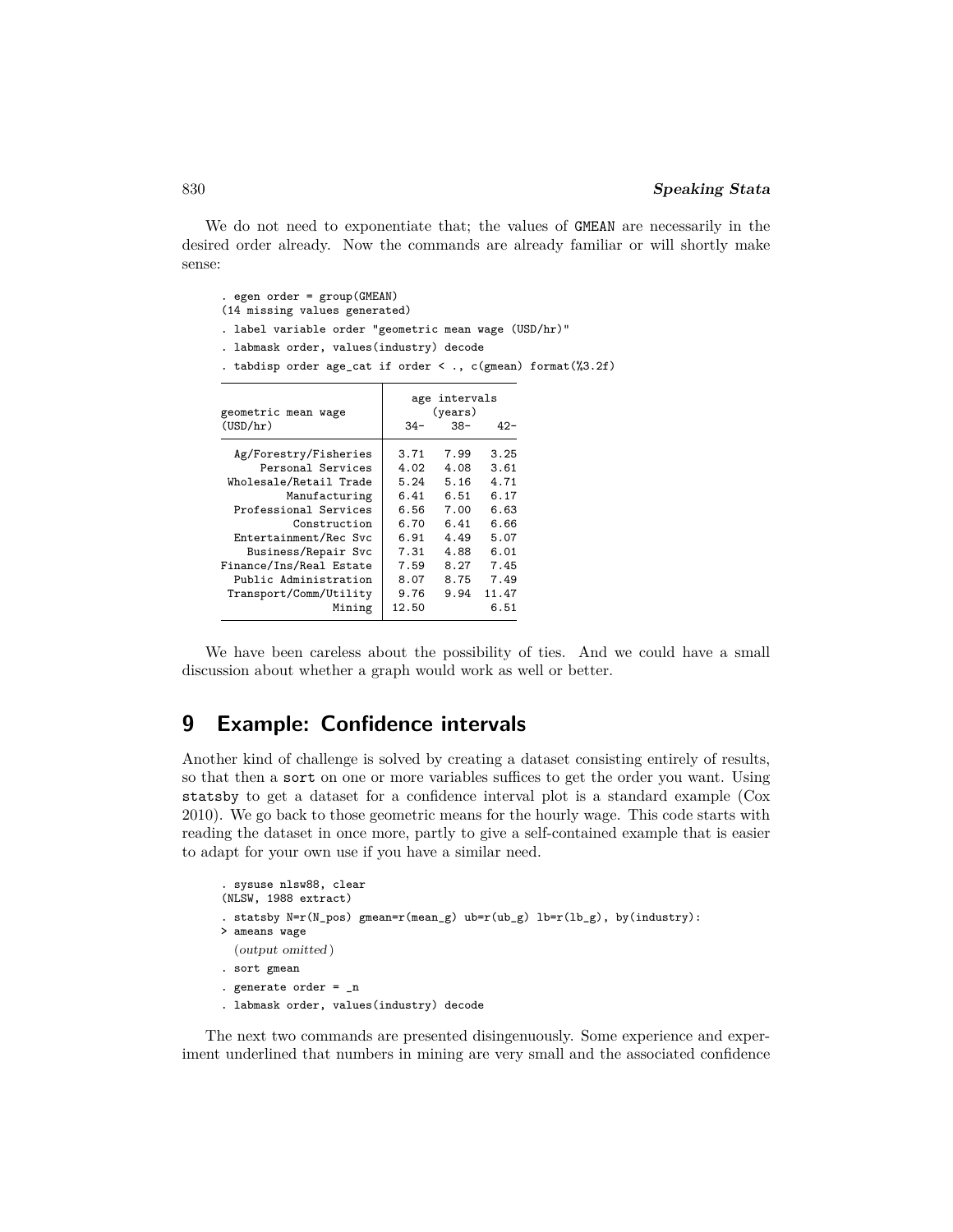We do not need to exponentiate that; the values of GMEAN are necessarily in the desired order already. Now the commands are already familiar or will shortly make sense:

```
. egen order = group(GMEAN)
(14 missing values generated)
. label variable order "geometric mean wage (USD/hr)"
. labmask order, values(industry) decode
. tabdisp order age_cat if order < ., c(gmean) format(%3.2f)
```

| geometric mean wage (USD/hr) | age intervals (years) 34- | 38- | 42- |
|---|---|---|---|
| Ag/Forestry/Fisheries | 3.71 | 7.99 | 3.25 |
| Personal Services | 4.02 | 4.08 | 3.61 |
| Wholesale/Retail Trade | 5.24 | 5.16 | 4.71 |
| Manufacturing | 6.41 | 6.51 | 6.17 |
| Professional Services | 6.56 | 7.00 | 6.63 |
| Construction | 6.70 | 6.41 | 6.66 |
| Entertainment/Rec Svc | 6.91 | 4.49 | 5.07 |
| Business/Repair Svc | 7.31 | 4.88 | 6.01 |
| Finance/Ins/Real Estate | 7.59 | 8.27 | 7.45 |
| Public Administration | 8.07 | 8.75 | 7.49 |
| Transport/Comm/Utility | 9.76 | 9.94 | 11.47 |
| Mining | 12.50 | | 6.51 |

We have been careless about the possibility of ties. And we could have a small discussion about whether a graph would work as well or better.

## 9 Example: Confidence intervals

Another kind of challenge is solved by creating a dataset consisting entirely of results, so that then a sort on one or more variables suffices to get the order you want. Using statsby to get a dataset for a confidence interval plot is a standard example (Cox 2010). We go back to those geometric means for the hourly wage. This code starts with reading the dataset in once more, partly to give a self-contained example that is easier to adapt for your own use if you have a similar need.

```
. sysuse nlsw88, clear
(NLSW, 1988 extract)
. statsby N=r(N_pos) gmean=r(mean_g) ub=r(ub_g) lb=r(lb_g), by(industry):
> ameans wage
  (output omitted)
. sort gmean
. generate order = _n
. labmask order, values(industry) decode
```

The next two commands are presented disingenuously. Some experience and experiment underlined that numbers in mining are very small and the associated confidence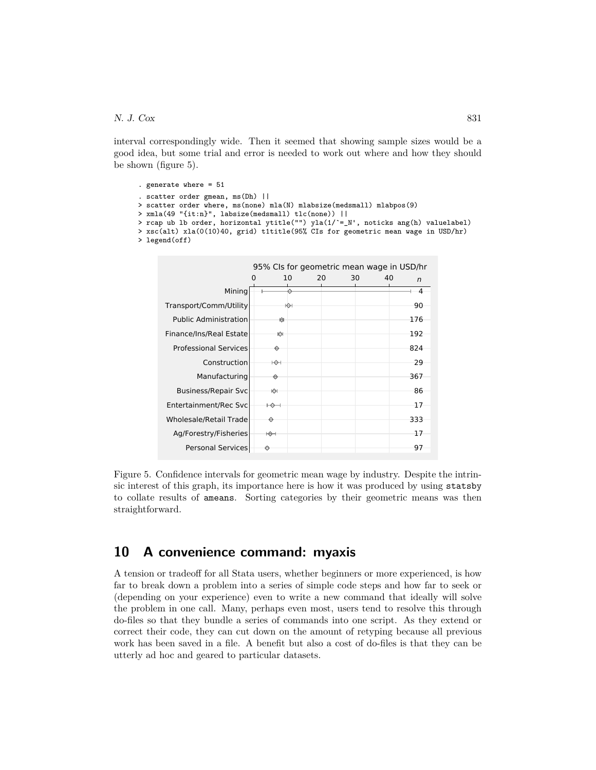interval correspondingly wide. Then it seemed that showing sample sizes would be a good idea, but some trial and error is needed to work out where and how they should be shown (figure 5).

```
. generate where = 51
. scatter order gmean, ms(Dh) ||
> scatter order where, ms(none) mla(N) mlabsize(medsmall) mlabpos(9)
> xmla(49 "{it:n}", labsize(medsmall) tlc(none)) ||
> rcap ub lb order, horizontal ytitle("") yla(1/`=_N', noticks ang(h) valuelabel)
> xsc(alt) xla(0(10)40, grid) t1title(95% CIs for geometric mean wage in USD/hr)
> legend(off)
```

Figure 5. Confidence intervals for geometric mean wage by industry. Despite the intrinsic interest of this graph, its importance here is how it was produced by using `statsby` to collate results of `ameans`. Sorting categories by their geometric means was then straightforward.

## 10 A convenience command: myaxis

A tension or tradeoff for all Stata users, whether beginners or more experienced, is how far to break down a problem into a series of simple code steps and how far to seek or (depending on your experience) even to write a new command that ideally will solve the problem in one call. Many, perhaps even most, users tend to resolve this through do-files so that they bundle a series of commands into one script. As they extend or correct their code, they can cut down on the amount of retyping because all previous work has been saved in a file. A benefit but also a cost of do-files is that they can be utterly ad hoc and geared to particular datasets.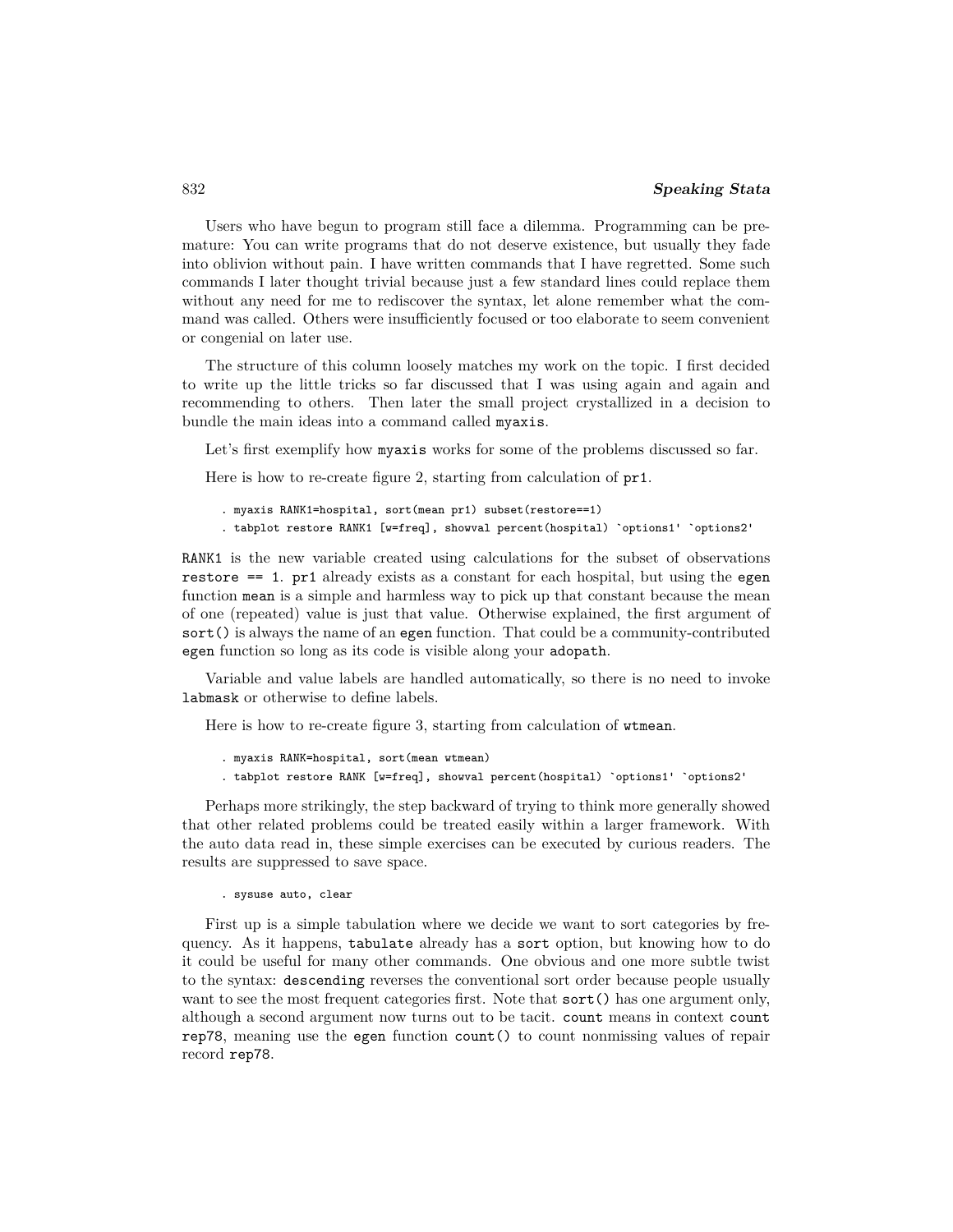Users who have begun to program still face a dilemma. Programming can be premature: You can write programs that do not deserve existence, but usually they fade into oblivion without pain. I have written commands that I have regretted. Some such commands I later thought trivial because just a few standard lines could replace them without any need for me to rediscover the syntax, let alone remember what the command was called. Others were insufficiently focused or too elaborate to seem convenient or congenial on later use.

The structure of this column loosely matches my work on the topic. I first decided to write up the little tricks so far discussed that I was using again and again and recommending to others. Then later the small project crystallized in a decision to bundle the main ideas into a command called `myaxis`.

Let's first exemplify how `myaxis` works for some of the problems discussed so far.

Here is how to re-create figure 2, starting from calculation of `pr1`.

```
. myaxis RANK1=hospital, sort(mean pr1) subset(restore==1)
. tabplot restore RANK1 [w=freq], showval percent(hospital) `options1' `options2'
```

`RANK1` is the new variable created using calculations for the subset of observations `restore == 1`. `pr1` already exists as a constant for each hospital, but using the `egen` function `mean` is a simple and harmless way to pick up that constant because the mean of one (repeated) value is just that value. Otherwise explained, the first argument of `sort()` is always the name of an `egen` function. That could be a community-contributed `egen` function so long as its code is visible along your `adopath`.

Variable and value labels are handled automatically, so there is no need to invoke `labmask` or otherwise to define labels.

Here is how to re-create figure 3, starting from calculation of `wtmean`.

```
. myaxis RANK=hospital, sort(mean wtmean)
. tabplot restore RANK [w=freq], showval percent(hospital) `options1' `options2'
```

Perhaps more strikingly, the step backward of trying to think more generally showed that other related problems could be treated easily within a larger framework. With the auto data read in, these simple exercises can be executed by curious readers. The results are suppressed to save space.

```
. sysuse auto, clear
```

First up is a simple tabulation where we decide we want to sort categories by frequency. As it happens, `tabulate` already has a `sort` option, but knowing how to do it could be useful for many other commands. One obvious and one more subtle twist to the syntax: `descending` reverses the conventional sort order because people usually want to see the most frequent categories first. Note that `sort()` has one argument only, although a second argument now turns out to be tacit. `count` means in context `count rep78`, meaning use the `egen` function `count()` to count nonmissing values of repair record `rep78`.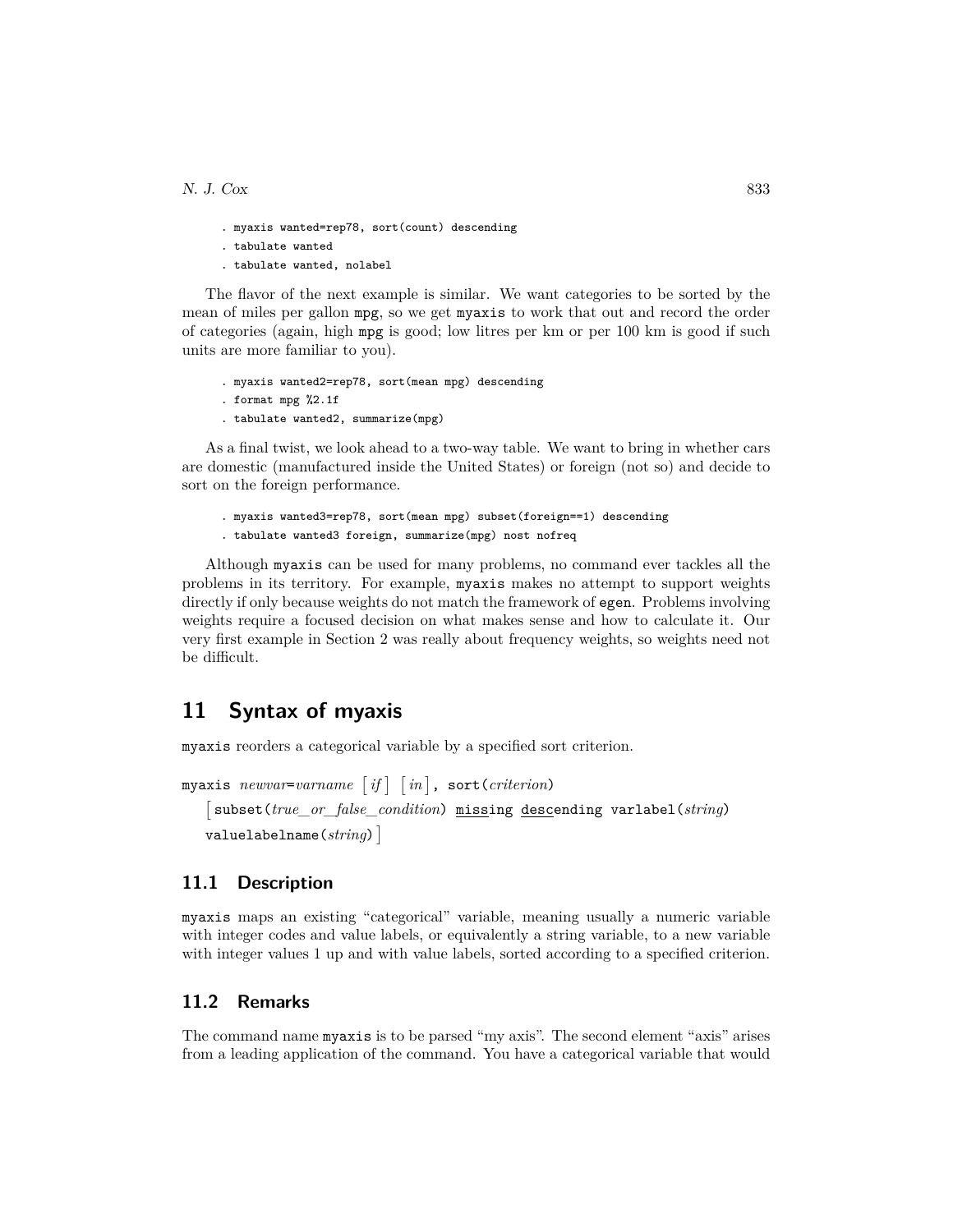```
. myaxis wanted=rep78, sort(count) descending
. tabulate wanted
. tabulate wanted, nolabel
```

The flavor of the next example is similar. We want categories to be sorted by the mean of miles per gallon `mpg`, so we get `myaxis` to work that out and record the order of categories (again, high `mpg` is good; low litres per km or per 100 km is good if such units are more familiar to you).

```
. myaxis wanted2=rep78, sort(mean mpg) descending
. format mpg %2.1f
. tabulate wanted2, summarize(mpg)
```

As a final twist, we look ahead to a two-way table. We want to bring in whether cars are domestic (manufactured inside the United States) or foreign (not so) and decide to sort on the foreign performance.

```
. myaxis wanted3=rep78, sort(mean mpg) subset(foreign==1) descending
. tabulate wanted3 foreign, summarize(mpg) nost nofreq
```

Although `myaxis` can be used for many problems, no command ever tackles all the problems in its territory. For example, `myaxis` makes no attempt to support weights directly if only because weights do not match the framework of `egen`. Problems involving weights require a focused decision on what makes sense and how to calculate it. Our very first example in Section 2 was really about frequency weights, so weights need not be difficult.

# 11 Syntax of myaxis

`myaxis` reorders a categorical variable by a specified sort criterion.

`myaxis` *newvar*=*varname* [ *if* ] [ *in* ] , `sort(`*criterion*`)`
[ `subset(`*true_or_false_condition*`)` `missing` `descending` `varlabel(`*string*`)`
`valuelabelname(`*string*`)` ]

## 11.1 Description

`myaxis` maps an existing "categorical" variable, meaning usually a numeric variable with integer codes and value labels, or equivalently a string variable, to a new variable with integer values 1 up and with value labels, sorted according to a specified criterion.

## 11.2 Remarks

The command name `myaxis` is to be parsed "my axis". The second element "axis" arises from a leading application of the command. You have a categorical variable that would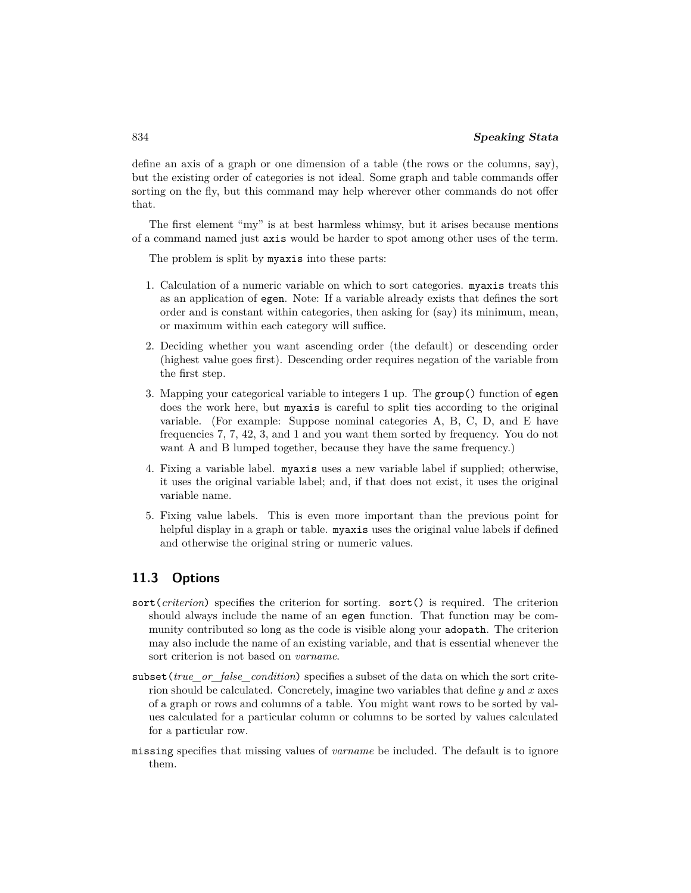define an axis of a graph or one dimension of a table (the rows or the columns, say), but the existing order of categories is not ideal. Some graph and table commands offer sorting on the fly, but this command may help wherever other commands do not offer that.

The first element "my" is at best harmless whimsy, but it arises because mentions of a command named just `axis` would be harder to spot among other uses of the term.

The problem is split by `myaxis` into these parts:

1. Calculation of a numeric variable on which to sort categories. `myaxis` treats this as an application of `egen`. Note: If a variable already exists that defines the sort order and is constant within categories, then asking for (say) its minimum, mean, or maximum within each category will suffice.
2. Deciding whether you want ascending order (the default) or descending order (highest value goes first). Descending order requires negation of the variable from the first step.
3. Mapping your categorical variable to integers 1 up. The `group()` function of `egen` does the work here, but `myaxis` is careful to split ties according to the original variable. (For example: Suppose nominal categories A, B, C, D, and E have frequencies 7, 7, 42, 3, and 1 and you want them sorted by frequency. You do not want A and B lumped together, because they have the same frequency.)
4. Fixing a variable label. `myaxis` uses a new variable label if supplied; otherwise, it uses the original variable label; and, if that does not exist, it uses the original variable name.
5. Fixing value labels. This is even more important than the previous point for helpful display in a graph or table. `myaxis` uses the original value labels if defined and otherwise the original string or numeric values.

## 11.3 Options

`sort(`*criterion*`)` specifies the criterion for sorting. `sort()` is required. The criterion should always include the name of an `egen` function. That function may be community contributed so long as the code is visible along your `adopath`. The criterion may also include the name of an existing variable, and that is essential whenever the sort criterion is not based on *varname*.

`subset(`*true_or_false_condition*`)` specifies a subset of the data on which the sort criterion should be calculated. Concretely, imagine two variables that define *y* and *x* axes of a graph or rows and columns of a table. You might want rows to be sorted by values calculated for a particular column or columns to be sorted by values calculated for a particular row.

`missing` specifies that missing values of *varname* be included. The default is to ignore them.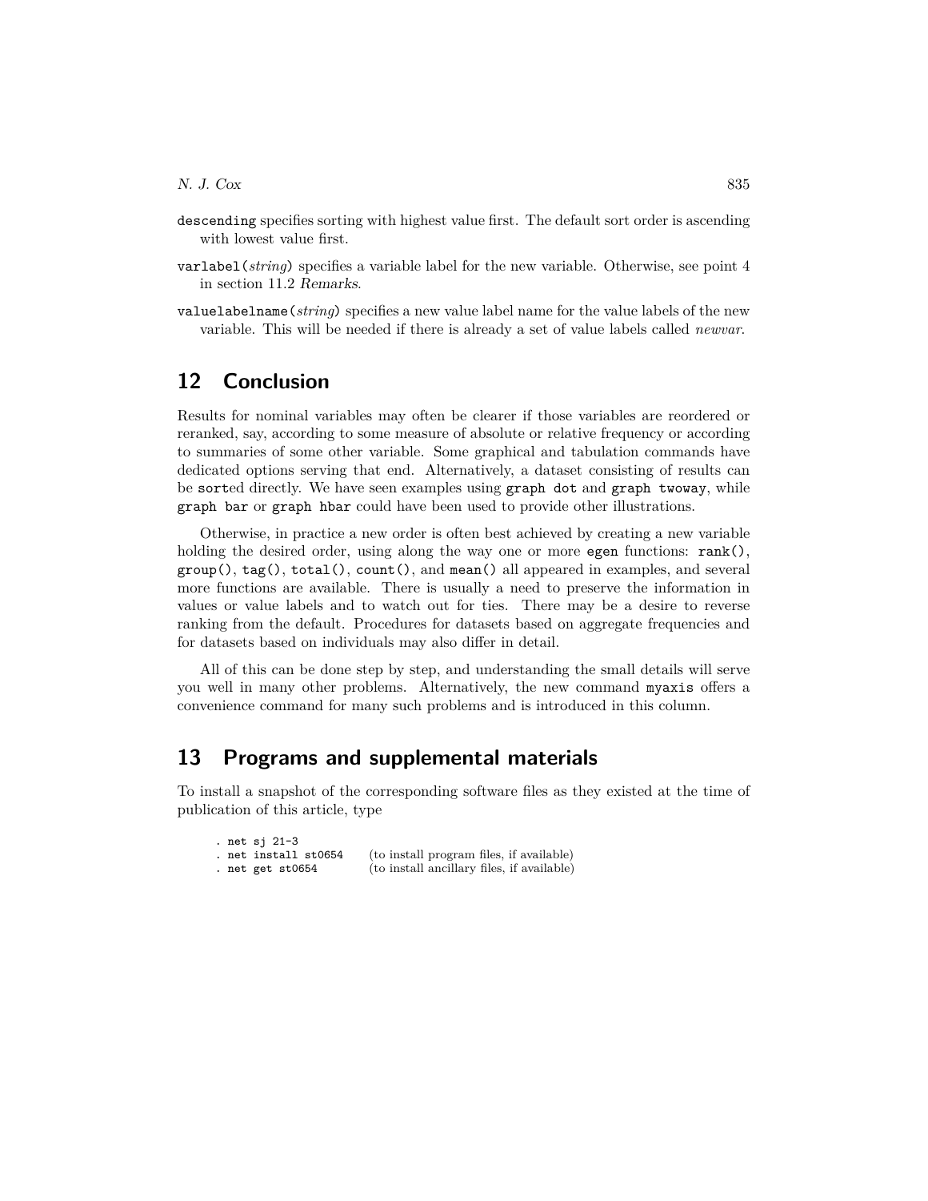`descending` specifies sorting with highest value first. The default sort order is ascending with lowest value first.

`varlabel(`*string*`)` specifies a variable label for the new variable. Otherwise, see point 4 in section 11.2 *Remarks*.

`valuelabelname(`*string*`)` specifies a new value label name for the value labels of the new variable. This will be needed if there is already a set of value labels called *newvar*.

## 12 Conclusion

Results for nominal variables may often be clearer if those variables are reordered or reranked, say, according to some measure of absolute or relative frequency or according to summaries of some other variable. Some graphical and tabulation commands have dedicated options serving that end. Alternatively, a dataset consisting of results can be `sort`ed directly. We have seen examples using `graph dot` and `graph twoway`, while `graph bar` or `graph hbar` could have been used to provide other illustrations.

Otherwise, in practice a new order is often best achieved by creating a new variable holding the desired order, using along the way one or more `egen` functions: `rank()`, `group()`, `tag()`, `total()`, `count()`, and `mean()` all appeared in examples, and several more functions are available. There is usually a need to preserve the information in values or value labels and to watch out for ties. There may be a desire to reverse ranking from the default. Procedures for datasets based on aggregate frequencies and for datasets based on individuals may also differ in detail.

All of this can be done step by step, and understanding the small details will serve you well in many other problems. Alternatively, the new command `myaxis` offers a convenience command for many such problems and is introduced in this column.

## 13 Programs and supplemental materials

To install a snapshot of the corresponding software files as they existed at the time of publication of this article, type

```
. net sj 21-3
. net install st0654      (to install program files, if available)
. net get st0654          (to install ancillary files, if available)
```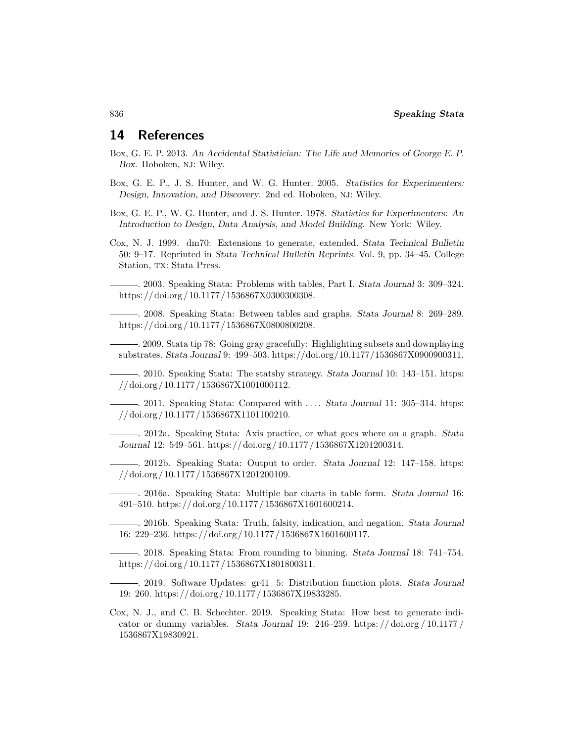## 14 References

Box, G. E. P. 2013. *An Accidental Statistician: The Life and Memories of George E. P. Box*. Hoboken, NJ: Wiley.

Box, G. E. P., J. S. Hunter, and W. G. Hunter. 2005. *Statistics for Experimenters: Design, Innovation, and Discovery*. 2nd ed. Hoboken, NJ: Wiley.

Box, G. E. P., W. G. Hunter, and J. S. Hunter. 1978. *Statistics for Experimenters: An Introduction to Design, Data Analysis, and Model Building*. New York: Wiley.

Cox, N. J. 1999. dm70: Extensions to generate, extended. *Stata Technical Bulletin* 50: 9–17. Reprinted in *Stata Technical Bulletin Reprints*. Vol. 9, pp. 34–45. College Station, TX: Stata Press.

———. 2003. Speaking Stata: Problems with tables, Part I. *Stata Journal* 3: 309–324. https://doi.org/10.1177/1536867X0300300308.

———. 2008. Speaking Stata: Between tables and graphs. *Stata Journal* 8: 269–289. https://doi.org/10.1177/1536867X0800800208.

———. 2009. Stata tip 78: Going gray gracefully: Highlighting subsets and downplaying substrates. *Stata Journal* 9: 499–503. https://doi.org/10.1177/1536867X0900900311.

———. 2010. Speaking Stata: The statsby strategy. *Stata Journal* 10: 143–151. https://doi.org/10.1177/1536867X1001000112.

———. 2011. Speaking Stata: Compared with .... *Stata Journal* 11: 305–314. https://doi.org/10.1177/1536867X1101100210.

———. 2012a. Speaking Stata: Axis practice, or what goes where on a graph. *Stata Journal* 12: 549–561. https://doi.org/10.1177/1536867X1201200314.

———. 2012b. Speaking Stata: Output to order. *Stata Journal* 12: 147–158. https://doi.org/10.1177/1536867X1201200109.

———. 2016a. Speaking Stata: Multiple bar charts in table form. *Stata Journal* 16: 491–510. https://doi.org/10.1177/1536867X1601600214.

———. 2016b. Speaking Stata: Truth, falsity, indication, and negation. *Stata Journal* 16: 229–236. https://doi.org/10.1177/1536867X1601600117.

———. 2018. Speaking Stata: From rounding to binning. *Stata Journal* 18: 741–754. https://doi.org/10.1177/1536867X1801800311.

———. 2019. Software Updates: gr41_5: Distribution function plots. *Stata Journal* 19: 260. https://doi.org/10.1177/1536867X19833285.

Cox, N. J., and C. B. Schechter. 2019. Speaking Stata: How best to generate indicator or dummy variables. *Stata Journal* 19: 246–259. https://doi.org/10.1177/1536867X19830921.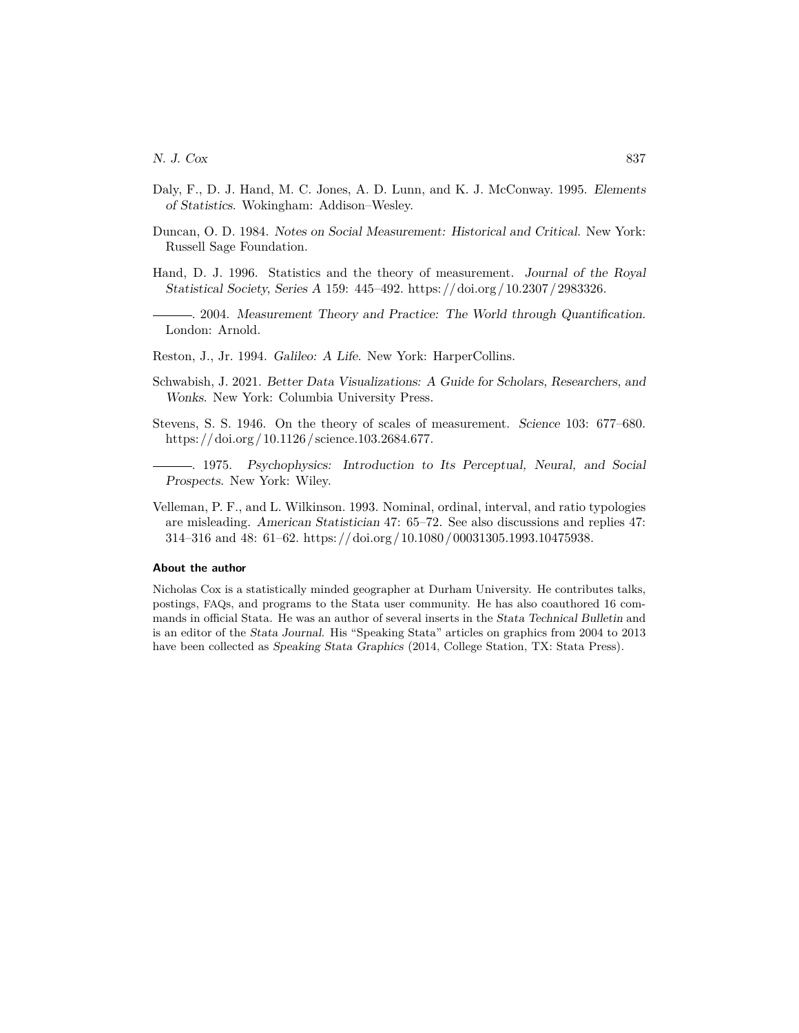Daly, F., D. J. Hand, M. C. Jones, A. D. Lunn, and K. J. McConway. 1995. *Elements of Statistics*. Wokingham: Addison–Wesley.

Duncan, O. D. 1984. *Notes on Social Measurement: Historical and Critical*. New York: Russell Sage Foundation.

Hand, D. J. 1996. Statistics and the theory of measurement. *Journal of the Royal Statistical Society, Series A* 159: 445–492. https://doi.org/10.2307/2983326.

———. 2004. *Measurement Theory and Practice: The World through Quantification*. London: Arnold.

Reston, J., Jr. 1994. *Galileo: A Life*. New York: HarperCollins.

Schwabish, J. 2021. *Better Data Visualizations: A Guide for Scholars, Researchers, and Wonks*. New York: Columbia University Press.

Stevens, S. S. 1946. On the theory of scales of measurement. *Science* 103: 677–680. https://doi.org/10.1126/science.103.2684.677.

———. 1975. *Psychophysics: Introduction to Its Perceptual, Neural, and Social Prospects*. New York: Wiley.

Velleman, P. F., and L. Wilkinson. 1993. Nominal, ordinal, interval, and ratio typologies are misleading. *American Statistician* 47: 65–72. See also discussions and replies 47: 314–316 and 48: 61–62. https://doi.org/10.1080/00031305.1993.10475938.

#### About the author

Nicholas Cox is a statistically minded geographer at Durham University. He contributes talks, postings, FAQs, and programs to the Stata user community. He has also coauthored 16 commands in official Stata. He was an author of several inserts in the *Stata Technical Bulletin* and is an editor of the *Stata Journal*. His "Speaking Stata" articles on graphics from 2004 to 2013 have been collected as *Speaking Stata Graphics* (2014, College Station, TX: Stata Press).